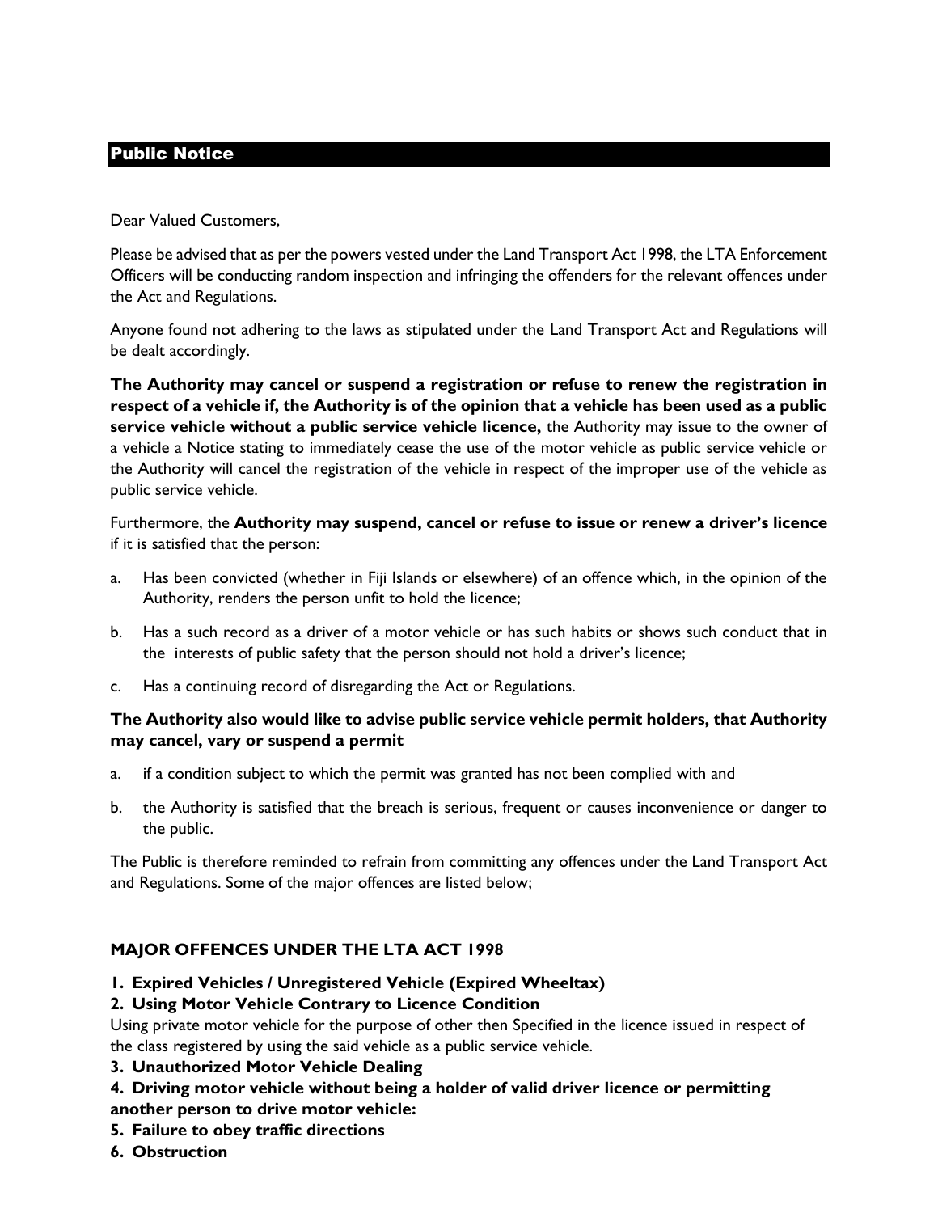# Public Notice

Dear Valued Customers,

Please be advised that as per the powers vested under the Land Transport Act 1998, the LTA Enforcement Officers will be conducting random inspection and infringing the offenders for the relevant offences under the Act and Regulations.

Anyone found not adhering to the laws as stipulated under the Land Transport Act and Regulations will be dealt accordingly.

**The Authority may cancel or suspend a registration or refuse to renew the registration in respect of a vehicle if, the Authority is of the opinion that a vehicle has been used as a public service vehicle without a public service vehicle licence,** the Authority may issue to the owner of a vehicle a Notice stating to immediately cease the use of the motor vehicle as public service vehicle or the Authority will cancel the registration of the vehicle in respect of the improper use of the vehicle as public service vehicle.

Furthermore, the **Authority may suspend, cancel or refuse to issue or renew a driver's licence** if it is satisfied that the person:

a. Has been convicted (whether in Fiji Islands or elsewhere) of an offence which, in the opinion of the Authority, renders the person unfit to hold the licence;

b. Has a such record as a driver of a motor vehicle or has such habits or shows such conduct that in the interests of public safety that the person should not hold a driver's licence;

c. Has a continuing record of disregarding the Act or Regulations.

**The Authority also would like to advise public service vehicle permit holders, that Authority may cancel, vary or suspend a permit**

a. if a condition subject to which the permit was granted has not been complied with and

b. the Authority is satisfied that the breach is serious, frequent or causes inconvenience or danger to the public.

The Public is therefore reminded to refrain from committing any offences under the Land Transport Act and Regulations. Some of the major offences are listed below;

## MAJOR OFFENCES UNDER THE LTA ACT 1998

**1. Expired Vehicles / Unregistered Vehicle (Expired Wheeltax)**

**2. Using Motor Vehicle Contrary to Licence Condition**

Using private motor vehicle for the purpose of other then Specified in the licence issued in respect of the class registered by using the said vehicle as a public service vehicle.

**3. Unauthorized Motor Vehicle Dealing**

**4. Driving motor vehicle without being a holder of valid driver licence or permitting another person to drive motor vehicle:**

**5. Failure to obey traffic directions**

**6. Obstruction**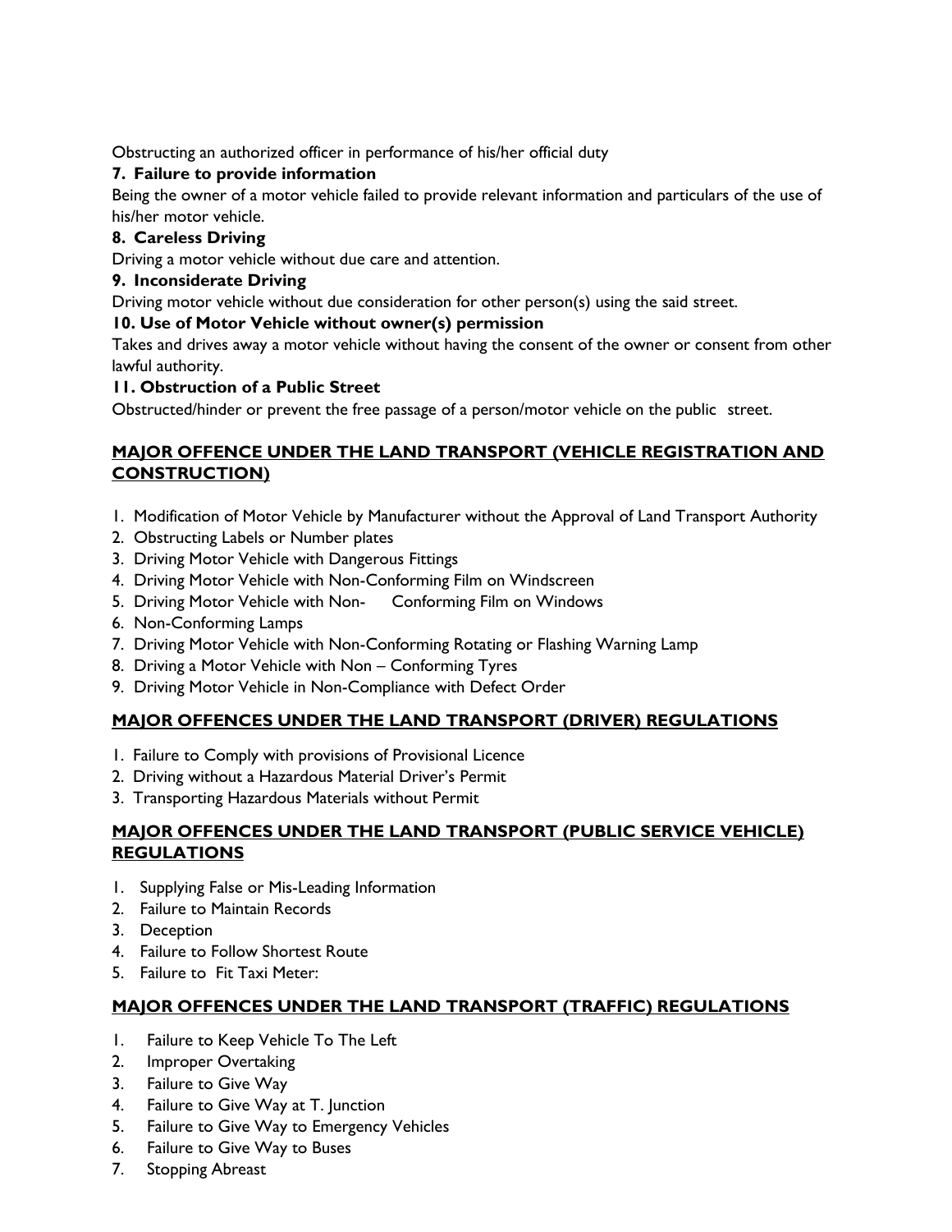Obstructing an authorized officer in performance of his/her official duty

**7. Failure to provide information**

Being the owner of a motor vehicle failed to provide relevant information and particulars of the use of his/her motor vehicle.

**8. Careless Driving**

Driving a motor vehicle without due care and attention.

**9. Inconsiderate Driving**

Driving motor vehicle without due consideration for other person(s) using the said street.

**10. Use of Motor Vehicle without owner(s) permission**

Takes and drives away a motor vehicle without having the consent of the owner or consent from other lawful authority.

**11. Obstruction of a Public Street**

Obstructed/hinder or prevent the free passage of a person/motor vehicle on the public street.

## MAJOR OFFENCE UNDER THE LAND TRANSPORT (VEHICLE REGISTRATION AND CONSTRUCTION)

1. Modification of Motor Vehicle by Manufacturer without the Approval of Land Transport Authority
2. Obstructing Labels or Number plates
3. Driving Motor Vehicle with Dangerous Fittings
4. Driving Motor Vehicle with Non-Conforming Film on Windscreen
5. Driving Motor Vehicle with Non- Conforming Film on Windows
6. Non-Conforming Lamps
7. Driving Motor Vehicle with Non-Conforming Rotating or Flashing Warning Lamp
8. Driving a Motor Vehicle with Non – Conforming Tyres
9. Driving Motor Vehicle in Non-Compliance with Defect Order

## MAJOR OFFENCES UNDER THE LAND TRANSPORT (DRIVER) REGULATIONS

1. Failure to Comply with provisions of Provisional Licence
2. Driving without a Hazardous Material Driver's Permit
3. Transporting Hazardous Materials without Permit

## MAJOR OFFENCES UNDER THE LAND TRANSPORT (PUBLIC SERVICE VEHICLE) REGULATIONS

1. Supplying False or Mis-Leading Information
2. Failure to Maintain Records
3. Deception
4. Failure to Follow Shortest Route
5. Failure to Fit Taxi Meter:

## MAJOR OFFENCES UNDER THE LAND TRANSPORT (TRAFFIC) REGULATIONS

1. Failure to Keep Vehicle To The Left
2. Improper Overtaking
3. Failure to Give Way
4. Failure to Give Way at T. Junction
5. Failure to Give Way to Emergency Vehicles
6. Failure to Give Way to Buses
7. Stopping Abreast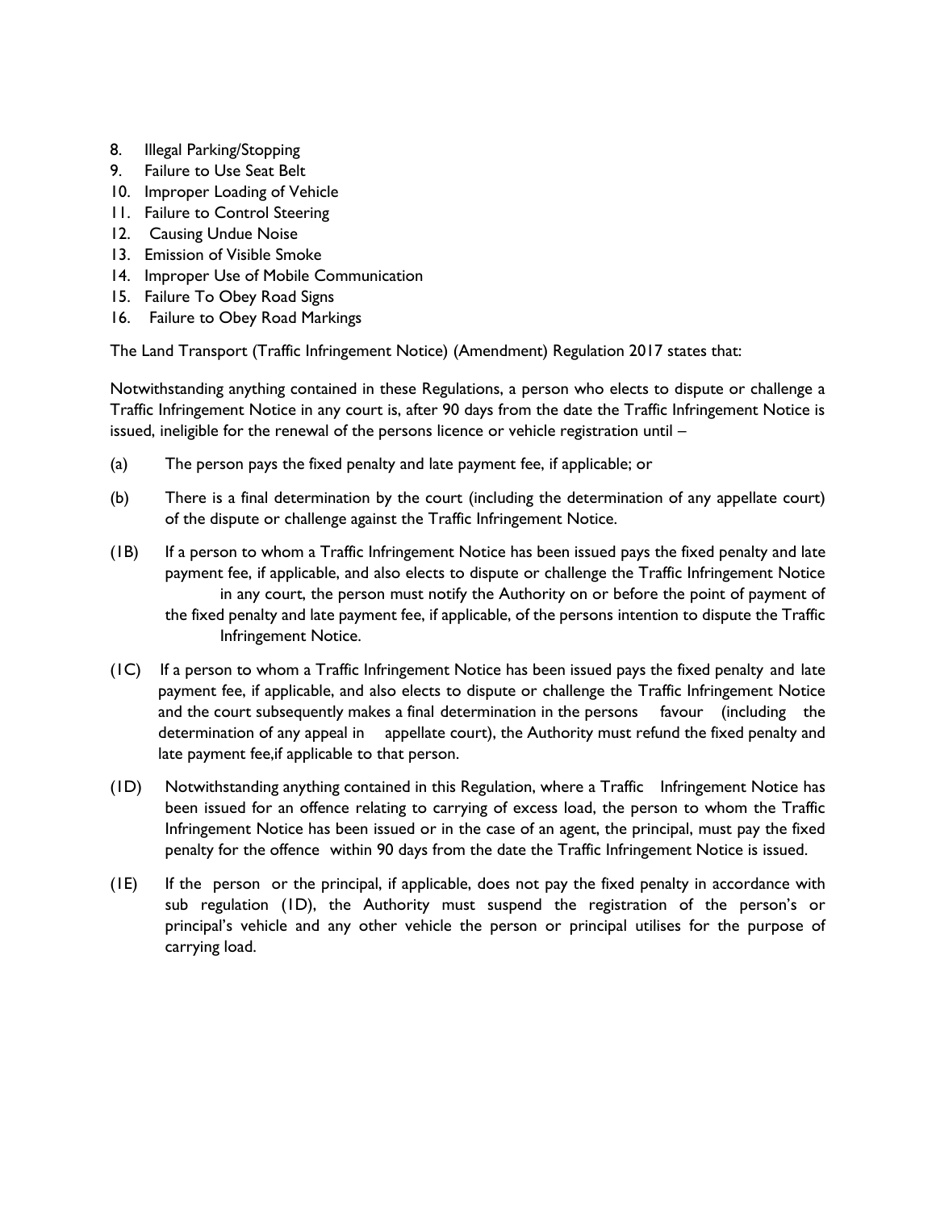8. Illegal Parking/Stopping
9. Failure to Use Seat Belt
10. Improper Loading of Vehicle
11. Failure to Control Steering
12. Causing Undue Noise
13. Emission of Visible Smoke
14. Improper Use of Mobile Communication
15. Failure To Obey Road Signs
16. Failure to Obey Road Markings

The Land Transport (Traffic Infringement Notice) (Amendment) Regulation 2017 states that:

Notwithstanding anything contained in these Regulations, a person who elects to dispute or challenge a Traffic Infringement Notice in any court is, after 90 days from the date the Traffic Infringement Notice is issued, ineligible for the renewal of the persons licence or vehicle registration until –

(a) The person pays the fixed penalty and late payment fee, if applicable; or

(b) There is a final determination by the court (including the determination of any appellate court) of the dispute or challenge against the Traffic Infringement Notice.

(1B) If a person to whom a Traffic Infringement Notice has been issued pays the fixed penalty and late payment fee, if applicable, and also elects to dispute or challenge the Traffic Infringement Notice in any court, the person must notify the Authority on or before the point of payment of the fixed penalty and late payment fee, if applicable, of the persons intention to dispute the Traffic Infringement Notice.

(1C) If a person to whom a Traffic Infringement Notice has been issued pays the fixed penalty and late payment fee, if applicable, and also elects to dispute or challenge the Traffic Infringement Notice and the court subsequently makes a final determination in the persons favour (including the determination of any appeal in appellate court), the Authority must refund the fixed penalty and late payment fee,if applicable to that person.

(1D) Notwithstanding anything contained in this Regulation, where a Traffic Infringement Notice has been issued for an offence relating to carrying of excess load, the person to whom the Traffic Infringement Notice has been issued or in the case of an agent, the principal, must pay the fixed penalty for the offence within 90 days from the date the Traffic Infringement Notice is issued.

(1E) If the person or the principal, if applicable, does not pay the fixed penalty in accordance with sub regulation (1D), the Authority must suspend the registration of the person's or principal's vehicle and any other vehicle the person or principal utilises for the purpose of carrying load.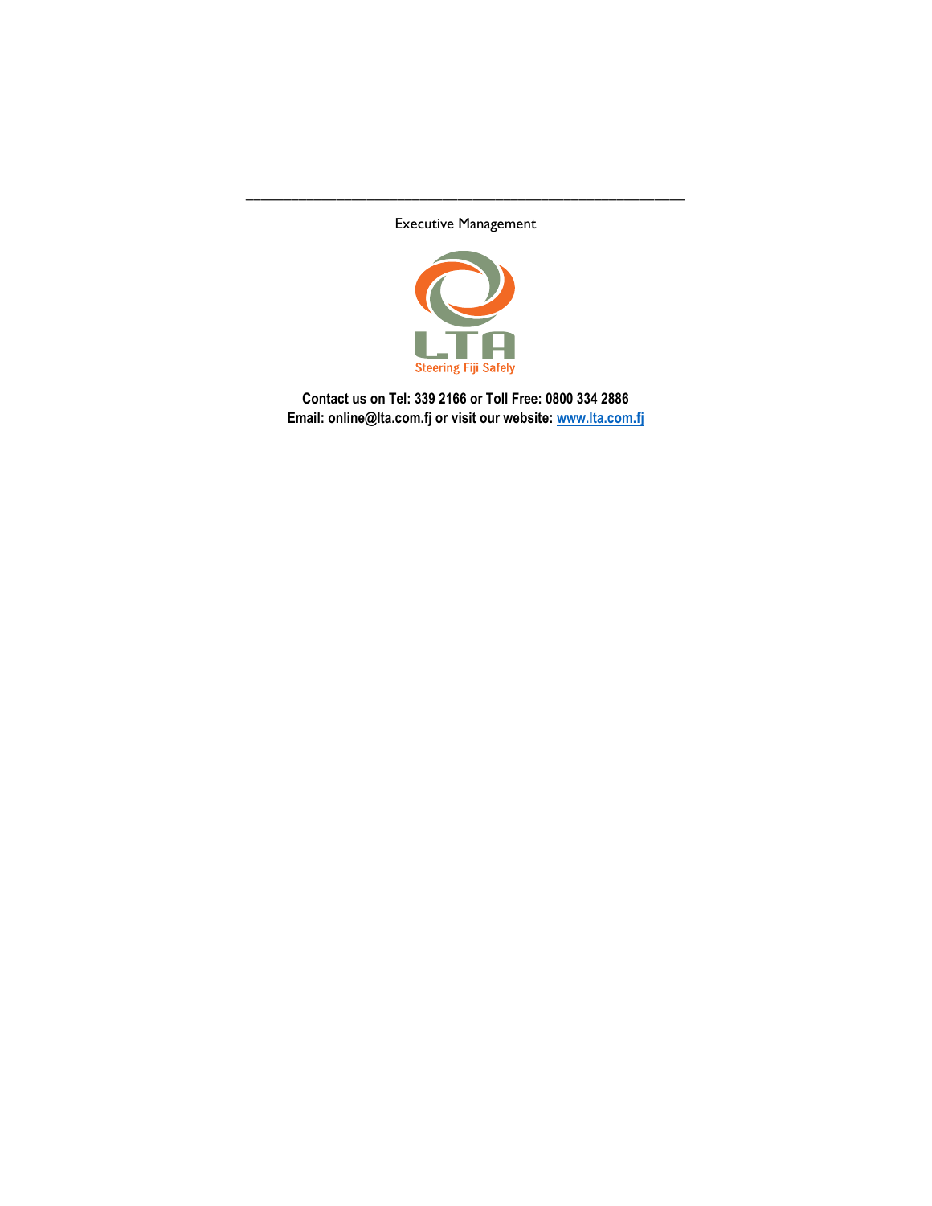\_\_\_\_\_\_\_\_\_\_\_\_\_\_\_\_\_\_\_\_\_\_\_\_\_\_\_\_\_\_\_\_\_\_\_\_\_\_\_\_\_\_\_\_\_\_\_\_\_\_\_\_

Executive Management

LTA

Steering Fiji Safely

**Contact us on Tel: 339 2166 or Toll Free: 0800 334 2886**
**Email: online@lta.com.fj or visit our website: www.lta.com.fj**